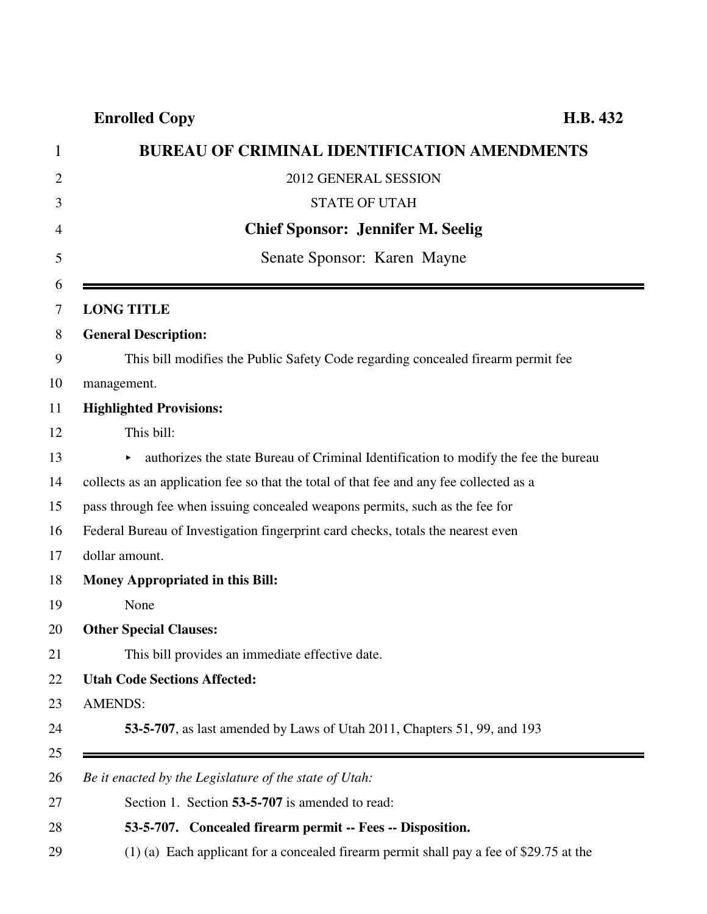**Enrolled Copy** **H.B. 432**

# BUREAU OF CRIMINAL IDENTIFICATION AMENDMENTS

2012 GENERAL SESSION

STATE OF UTAH

**Chief Sponsor: Jennifer M. Seelig**

Senate Sponsor: Karen Mayne

---

**LONG TITLE**

**General Description:**

This bill modifies the Public Safety Code regarding concealed firearm permit fee management.

**Highlighted Provisions:**

This bill:

- authorizes the state Bureau of Criminal Identification to modify the fee the bureau collects as an application fee so that the total of that fee and any fee collected as a pass through fee when issuing concealed weapons permits, such as the fee for Federal Bureau of Investigation fingerprint card checks, totals the nearest even dollar amount.

**Money Appropriated in this Bill:**

None

**Other Special Clauses:**

This bill provides an immediate effective date.

**Utah Code Sections Affected:**

AMENDS:

**53-5-707**, as last amended by Laws of Utah 2011, Chapters 51, 99, and 193

---

*Be it enacted by the Legislature of the state of Utah:*

Section 1. Section **53-5-707** is amended to read:

**53-5-707. Concealed firearm permit -- Fees -- Disposition.**

(1) (a) Each applicant for a concealed firearm permit shall pay a fee of $29.75 at the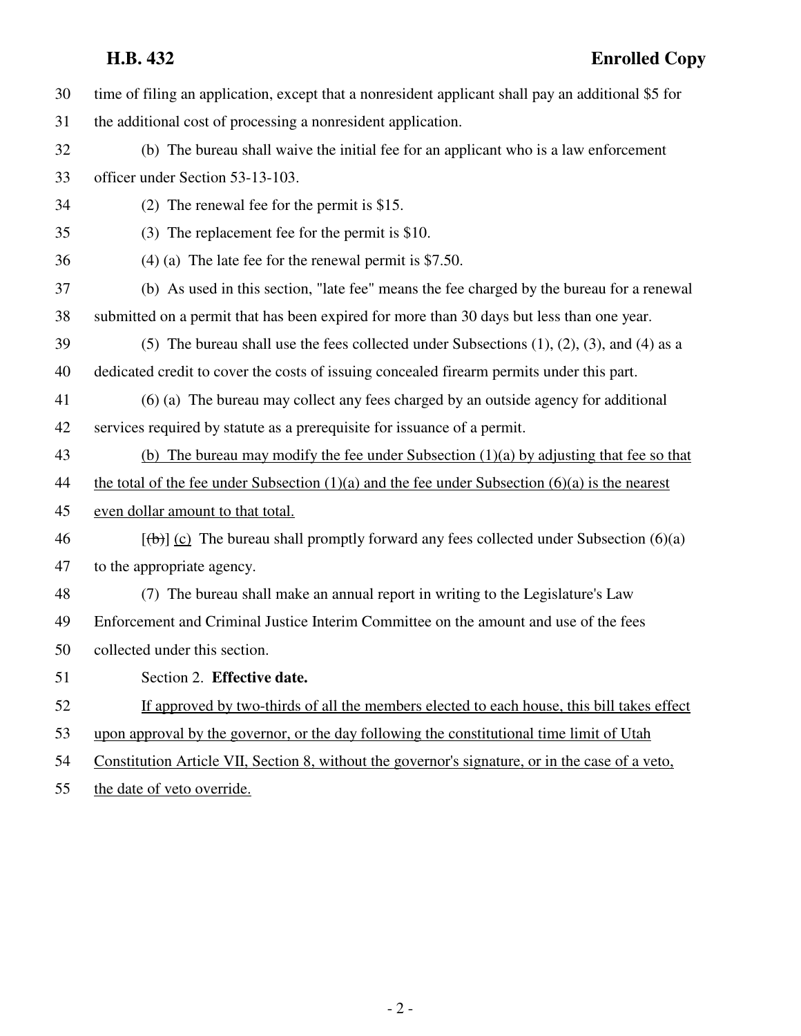time of filing an application, except that a nonresident applicant shall pay an additional $5 for the additional cost of processing a nonresident application.

(b) The bureau shall waive the initial fee for an applicant who is a law enforcement officer under Section 53-13-103.

(2) The renewal fee for the permit is $15.

(3) The replacement fee for the permit is $10.

(4) (a) The late fee for the renewal permit is $7.50.

(b) As used in this section, "late fee" means the fee charged by the bureau for a renewal submitted on a permit that has been expired for more than 30 days but less than one year.

(5) The bureau shall use the fees collected under Subsections (1), (2), (3), and (4) as a dedicated credit to cover the costs of issuing concealed firearm permits under this part.

(6) (a) The bureau may collect any fees charged by an outside agency for additional services required by statute as a prerequisite for issuance of a permit.

<u>(b) The bureau may modify the fee under Subsection (1)(a) by adjusting that fee so that the total of the fee under Subsection (1)(a) and the fee under Subsection (6)(a) is the nearest even dollar amount to that total.</u>

[~~(b)~~] <u>(c)</u> The bureau shall promptly forward any fees collected under Subsection (6)(a) to the appropriate agency.

(7) The bureau shall make an annual report in writing to the Legislature's Law Enforcement and Criminal Justice Interim Committee on the amount and use of the fees collected under this section.

Section 2. **Effective date.**

<u>If approved by two-thirds of all the members elected to each house, this bill takes effect upon approval by the governor, or the day following the constitutional time limit of Utah Constitution Article VII, Section 8, without the governor's signature, or in the case of a veto, the date of veto override.</u>